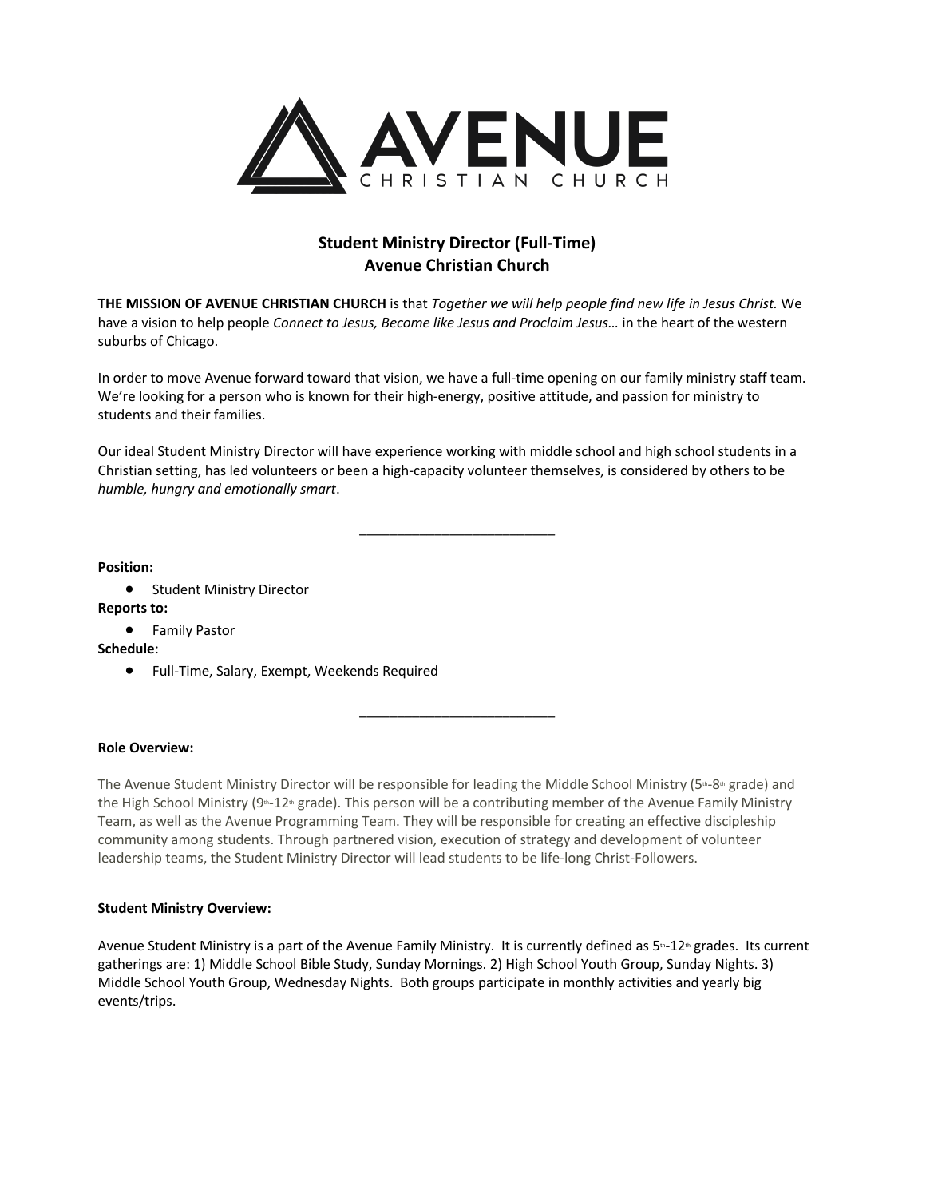**AVENUE**
CHRISTIAN CHURCH

## Student Ministry Director (Full-Time)
## Avenue Christian Church

**THE MISSION OF AVENUE CHRISTIAN CHURCH** is that *Together we will help people find new life in Jesus Christ.* We have a vision to help people *Connect to Jesus, Become like Jesus and Proclaim Jesus…* in the heart of the western suburbs of Chicago.

In order to move Avenue forward toward that vision, we have a full-time opening on our family ministry staff team. We're looking for a person who is known for their high-energy, positive attitude, and passion for ministry to students and their families.

Our ideal Student Ministry Director will have experience working with middle school and high school students in a Christian setting, has led volunteers or been a high-capacity volunteer themselves, is considered by others to be *humble, hungry and emotionally smart*.

---

**Position:**

- Student Ministry Director

**Reports to:**

- Family Pastor

**Schedule**:

- Full-Time, Salary, Exempt, Weekends Required

---

**Role Overview:**

The Avenue Student Ministry Director will be responsible for leading the Middle School Ministry (5th-8th grade) and the High School Ministry (9th-12th grade). This person will be a contributing member of the Avenue Family Ministry Team, as well as the Avenue Programming Team. They will be responsible for creating an effective discipleship community among students. Through partnered vision, execution of strategy and development of volunteer leadership teams, the Student Ministry Director will lead students to be life-long Christ-Followers.

**Student Ministry Overview:**

Avenue Student Ministry is a part of the Avenue Family Ministry. It is currently defined as 5th-12th grades. Its current gatherings are: 1) Middle School Bible Study, Sunday Mornings. 2) High School Youth Group, Sunday Nights. 3) Middle School Youth Group, Wednesday Nights. Both groups participate in monthly activities and yearly big events/trips.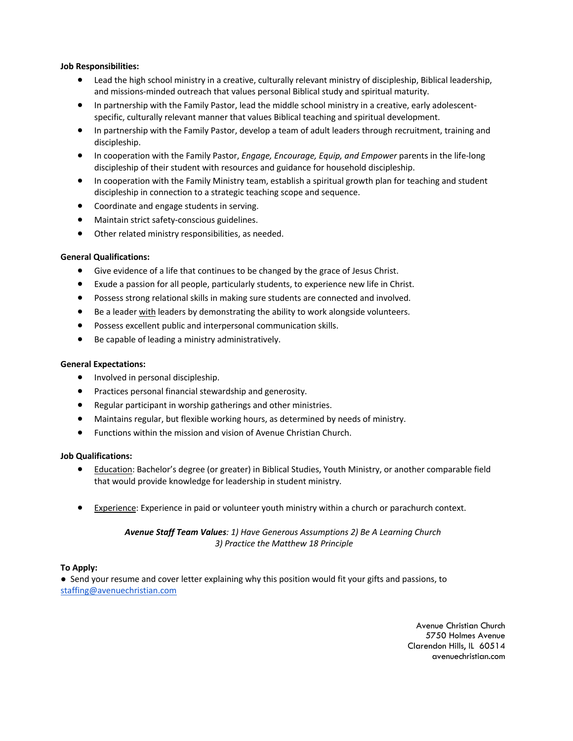**Job Responsibilities:**

- Lead the high school ministry in a creative, culturally relevant ministry of discipleship, Biblical leadership, and missions-minded outreach that values personal Biblical study and spiritual maturity.
- In partnership with the Family Pastor, lead the middle school ministry in a creative, early adolescent-specific, culturally relevant manner that values Biblical teaching and spiritual development.
- In partnership with the Family Pastor, develop a team of adult leaders through recruitment, training and discipleship.
- In cooperation with the Family Pastor, *Engage, Encourage, Equip, and Empower* parents in the life-long discipleship of their student with resources and guidance for household discipleship.
- In cooperation with the Family Ministry team, establish a spiritual growth plan for teaching and student discipleship in connection to a strategic teaching scope and sequence.
- Coordinate and engage students in serving.
- Maintain strict safety-conscious guidelines.
- Other related ministry responsibilities, as needed.

**General Qualifications:**

- Give evidence of a life that continues to be changed by the grace of Jesus Christ.
- Exude a passion for all people, particularly students, to experience new life in Christ.
- Possess strong relational skills in making sure students are connected and involved.
- Be a leader <u>with</u> leaders by demonstrating the ability to work alongside volunteers.
- Possess excellent public and interpersonal communication skills.
- Be capable of leading a ministry administratively.

**General Expectations:**

- Involved in personal discipleship.
- Practices personal financial stewardship and generosity.
- Regular participant in worship gatherings and other ministries.
- Maintains regular, but flexible working hours, as determined by needs of ministry.
- Functions within the mission and vision of Avenue Christian Church.

**Job Qualifications:**

- <u>Education</u>: Bachelor's degree (or greater) in Biblical Studies, Youth Ministry, or another comparable field that would provide knowledge for leadership in student ministry.

- <u>Experience</u>: Experience in paid or volunteer youth ministry within a church or parachurch context.

***Avenue Staff Team Values**: 1) Have Generous Assumptions 2) Be A Learning Church 3) Practice the Matthew 18 Principle*

**To Apply:**

● Send your resume and cover letter explaining why this position would fit your gifts and passions, to staffing@avenuechristian.com

Avenue Christian Church
5750 Holmes Avenue
Clarendon Hills, IL 60514
avenuechristian.com